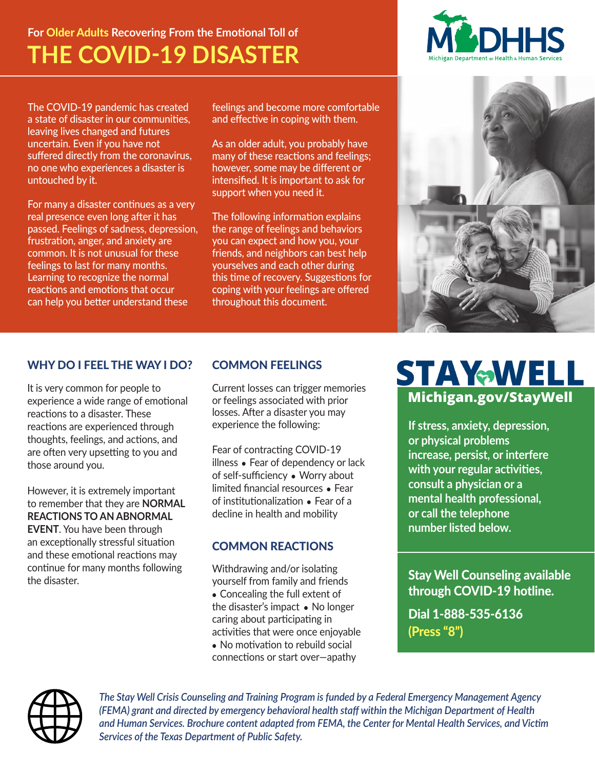## For Older Adults Recovering From the Emotional Toll of

# THE COVID-19 DISASTER

The COVID-19 pandemic has created a state of disaster in our communities, leaving lives changed and futures uncertain. Even if you have not suffered directly from the coronavirus, no one who experiences a disaster is untouched by it.

For many a disaster continues as a very real presence even long after it has passed. Feelings of sadness, depression, frustration, anger, and anxiety are common. It is not unusual for these feelings to last for many months. Learning to recognize the normal reactions and emotions that occur can help you better understand these feelings and become more comfortable and effective in coping with them.

As an older adult, you probably have many of these reactions and feelings; however, some may be different or intensified. It is important to ask for support when you need it.

The following information explains the range of feelings and behaviors you can expect and how you, your friends, and neighbors can best help yourselves and each other during this time of recovery. Suggestions for coping with your feelings are offered throughout this document.

## WHY DO I FEEL THE WAY I DO?

It is very common for people to experience a wide range of emotional reactions to a disaster. These reactions are experienced through thoughts, feelings, and actions, and are often very upsetting to you and those around you.

However, it is extremely important to remember that they are **NORMAL REACTIONS TO AN ABNORMAL EVENT**. You have been through an exceptionally stressful situation and these emotional reactions may continue for many months following the disaster.

## COMMON FEELINGS

Current losses can trigger memories or feelings associated with prior losses. After a disaster you may experience the following:

Fear of contracting COVID-19 illness • Fear of dependency or lack of self-sufficiency • Worry about limited financial resources • Fear of institutionalization • Fear of a decline in health and mobility

## COMMON REACTIONS

Withdrawing and/or isolating yourself from family and friends • Concealing the full extent of the disaster's impact • No longer caring about participating in activities that were once enjoyable • No motivation to rebuild social connections or start over—apathy

## STAY WELL

**Michigan.gov/StayWell**

**If stress, anxiety, depression, or physical problems increase, persist, or interfere with your regular activities, consult a physician or a mental health professional, or call the telephone number listed below.**

**Stay Well Counseling available through COVID-19 hotline.**

**Dial 1-888-535-6136 (Press "8")**

*The Stay Well Crisis Counseling and Training Program is funded by a Federal Emergency Management Agency (FEMA) grant and directed by emergency behavioral health staff within the Michigan Department of Health and Human Services. Brochure content adapted from FEMA, the Center for Mental Health Services, and Victim Services of the Texas Department of Public Safety.*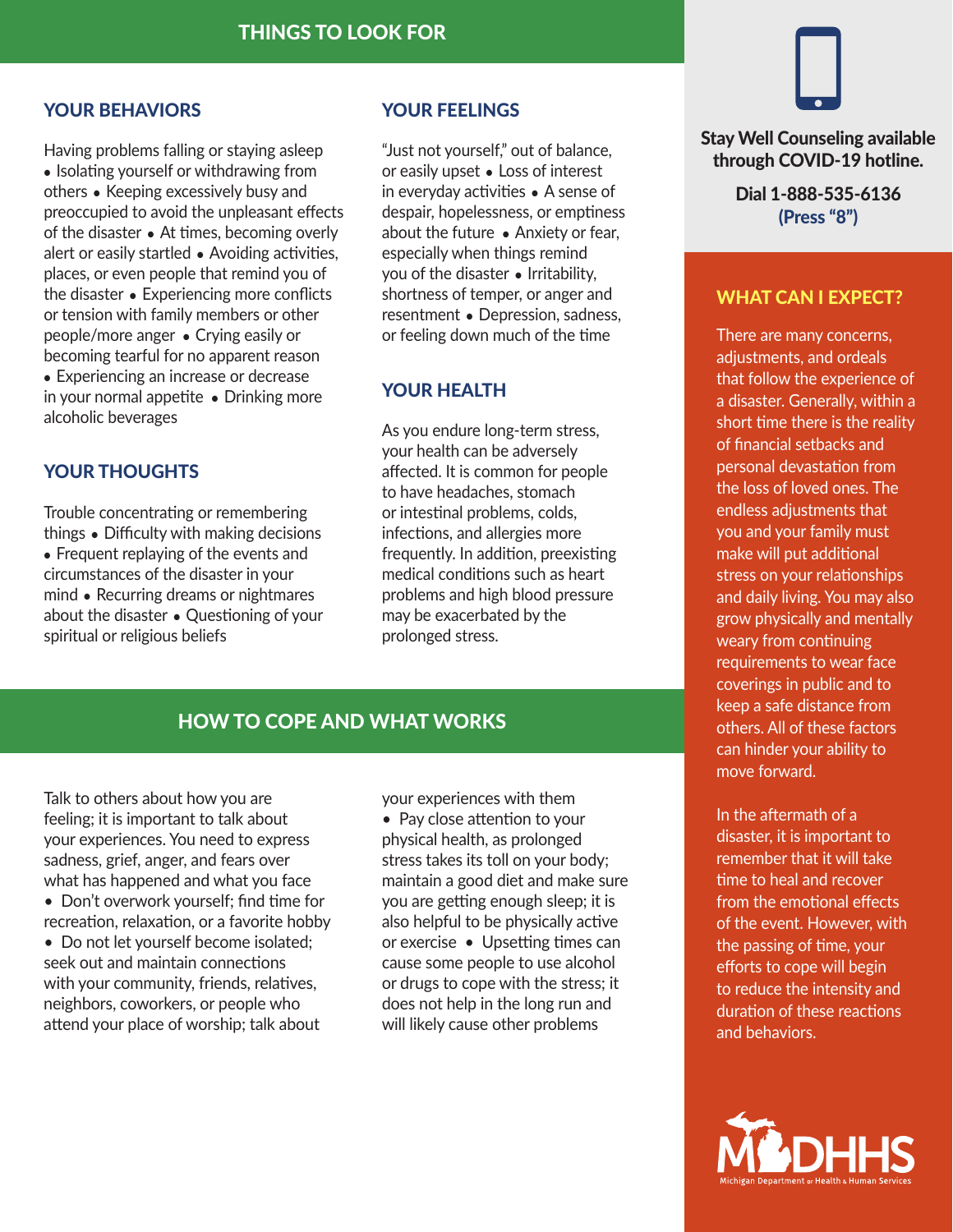## THINGS TO LOOK FOR

### YOUR BEHAVIORS

Having problems falling or staying asleep • Isolating yourself or withdrawing from others • Keeping excessively busy and preoccupied to avoid the unpleasant effects of the disaster • At times, becoming overly alert or easily startled • Avoiding activities, places, or even people that remind you of the disaster • Experiencing more conflicts or tension with family members or other people/more anger • Crying easily or becoming tearful for no apparent reason • Experiencing an increase or decrease in your normal appetite • Drinking more alcoholic beverages

### YOUR THOUGHTS

Trouble concentrating or remembering things • Difficulty with making decisions • Frequent replaying of the events and circumstances of the disaster in your mind • Recurring dreams or nightmares about the disaster • Questioning of your spiritual or religious beliefs

### YOUR FEELINGS

"Just not yourself," out of balance, or easily upset • Loss of interest in everyday activities • A sense of despair, hopelessness, or emptiness about the future • Anxiety or fear, especially when things remind you of the disaster • Irritability, shortness of temper, or anger and resentment • Depression, sadness, or feeling down much of the time

### YOUR HEALTH

As you endure long-term stress, your health can be adversely affected. It is common for people to have headaches, stomach or intestinal problems, colds, infections, and allergies more frequently. In addition, preexisting medical conditions such as heart problems and high blood pressure may be exacerbated by the prolonged stress.

## HOW TO COPE AND WHAT WORKS

Talk to others about how you are feeling; it is important to talk about your experiences. You need to express sadness, grief, anger, and fears over what has happened and what you face • Don't overwork yourself; find time for recreation, relaxation, or a favorite hobby • Do not let yourself become isolated; seek out and maintain connections with your community, friends, relatives, neighbors, coworkers, or people who attend your place of worship; talk about your experiences with them • Pay close attention to your physical health, as prolonged stress takes its toll on your body; maintain a good diet and make sure you are getting enough sleep; it is also helpful to be physically active or exercise • Upsetting times can cause some people to use alcohol or drugs to cope with the stress; it does not help in the long run and will likely cause other problems

**Stay Well Counseling available through COVID-19 hotline.**

**Dial 1-888-535-6136**
**(Press "8")**

### WHAT CAN I EXPECT?

There are many concerns, adjustments, and ordeals that follow the experience of a disaster. Generally, within a short time there is the reality of financial setbacks and personal devastation from the loss of loved ones. The endless adjustments that you and your family must make will put additional stress on your relationships and daily living. You may also grow physically and mentally weary from continuing requirements to wear face coverings in public and to keep a safe distance from others. All of these factors can hinder your ability to move forward.

In the aftermath of a disaster, it is important to remember that it will take time to heal and recover from the emotional effects of the event. However, with the passing of time, your efforts to cope will begin to reduce the intensity and duration of these reactions and behaviors.

MDHHS
Michigan Department of Health & Human Services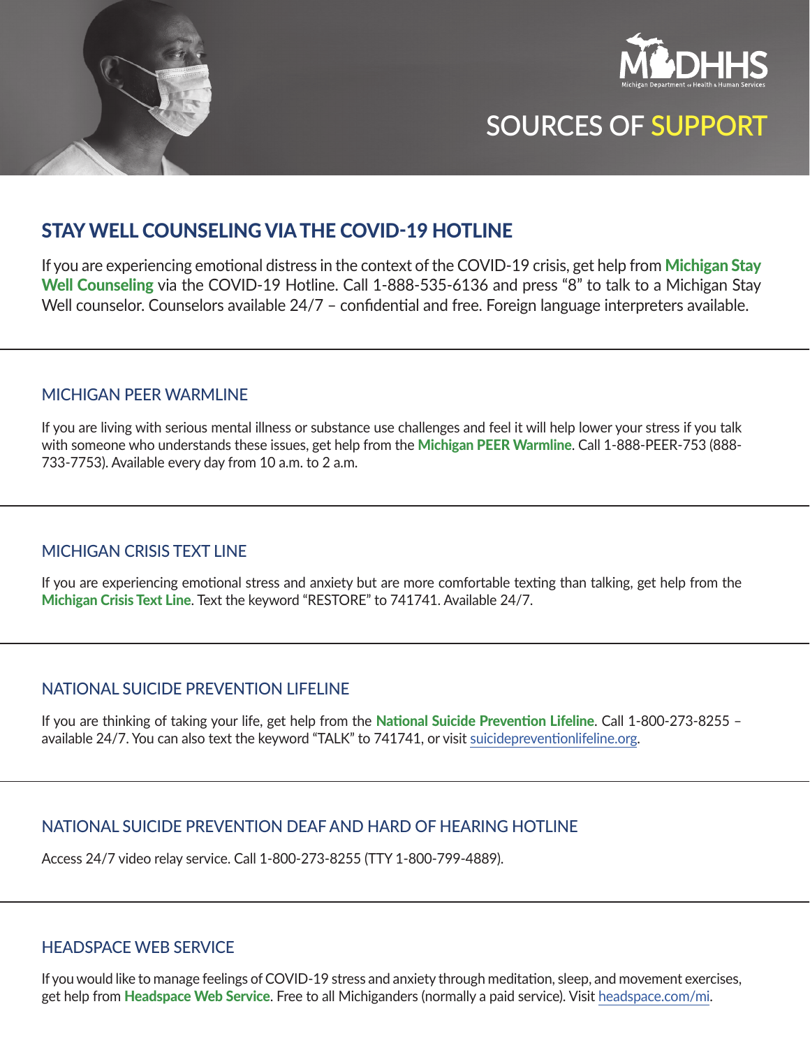# SOURCES OF SUPPORT

## STAY WELL COUNSELING VIA THE COVID-19 HOTLINE

If you are experiencing emotional distress in the context of the COVID-19 crisis, get help from **Michigan Stay Well Counseling** via the COVID-19 Hotline. Call 1-888-535-6136 and press "8" to talk to a Michigan Stay Well counselor. Counselors available 24/7 – confidential and free. Foreign language interpreters available.

---

### MICHIGAN PEER WARMLINE

If you are living with serious mental illness or substance use challenges and feel it will help lower your stress if you talk with someone who understands these issues, get help from the **Michigan PEER Warmline**. Call 1-888-PEER-753 (888-733-7753). Available every day from 10 a.m. to 2 a.m.

---

### MICHIGAN CRISIS TEXT LINE

If you are experiencing emotional stress and anxiety but are more comfortable texting than talking, get help from the **Michigan Crisis Text Line**. Text the keyword "RESTORE" to 741741. Available 24/7.

---

### NATIONAL SUICIDE PREVENTION LIFELINE

If you are thinking of taking your life, get help from the **National Suicide Prevention Lifeline**. Call 1-800-273-8255 – available 24/7. You can also text the keyword "TALK" to 741741, or visit suicidepreventionlifeline.org.

---

### NATIONAL SUICIDE PREVENTION DEAF AND HARD OF HEARING HOTLINE

Access 24/7 video relay service. Call 1-800-273-8255 (TTY 1-800-799-4889).

---

### HEADSPACE WEB SERVICE

If you would like to manage feelings of COVID-19 stress and anxiety through meditation, sleep, and movement exercises, get help from **Headspace Web Service**. Free to all Michiganders (normally a paid service). Visit headspace.com/mi.